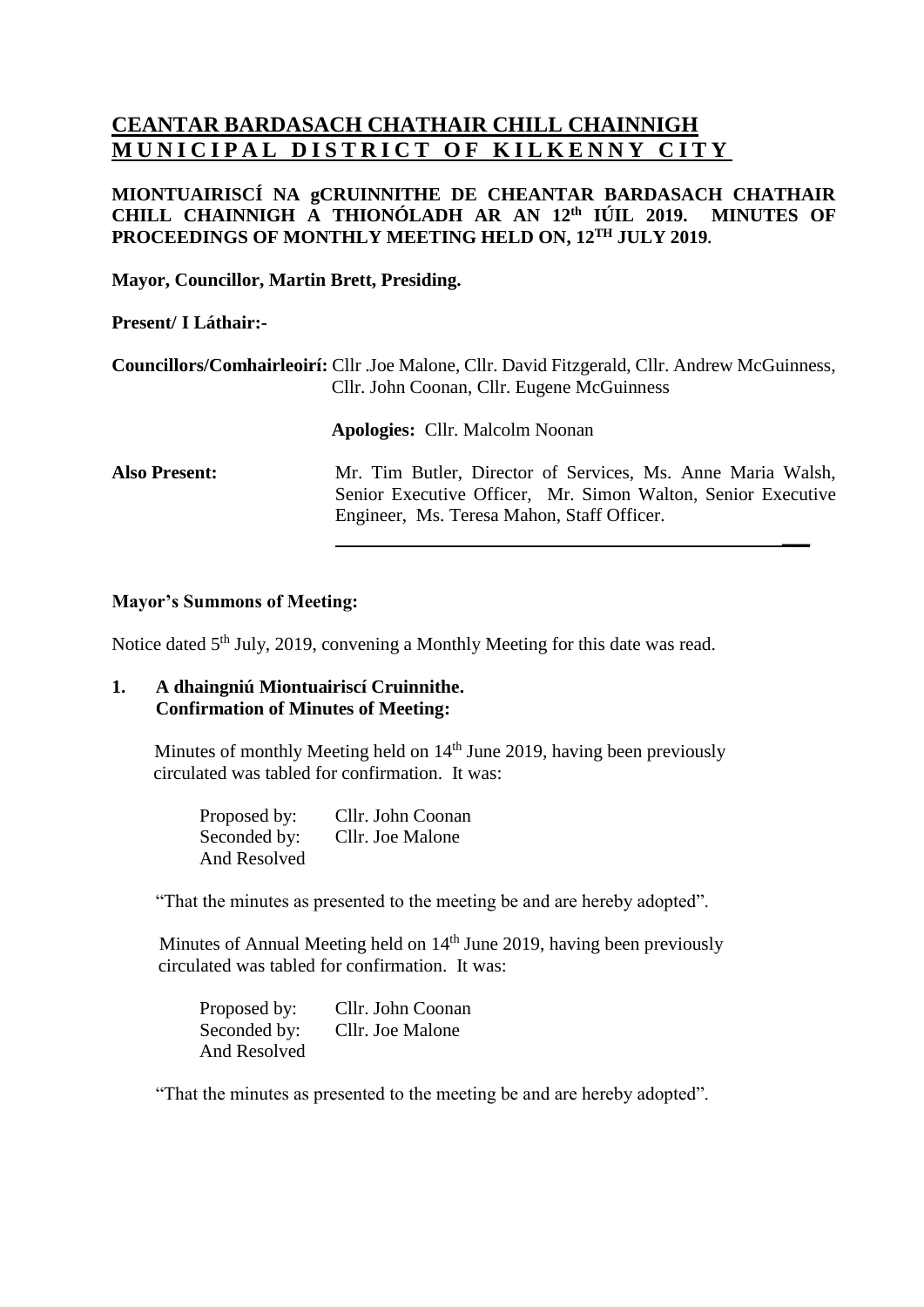# CEANTAR BARDASACH CHATHAIR CHILL CHAINNIGH
# MUNICIPAL DISTRICT OF KILKENNY CITY

**MIONTUAIRISCÍ NA gCRUINNITHE DE CHEANTAR BARDASACH CHATHAIR CHILL CHAINNIGH A THIONÓLADH AR AN 12th IÚIL 2019. MINUTES OF PROCEEDINGS OF MONTHLY MEETING HELD ON, 12TH JULY 2019.**

**Mayor, Councillor, Martin Brett, Presiding.**

**Present/ I Láthair:-**

**Councillors/Comhairleoirí:** Cllr .Joe Malone, Cllr. David Fitzgerald, Cllr. Andrew McGuinness, Cllr. John Coonan, Cllr. Eugene McGuinness

**Apologies:** Cllr. Malcolm Noonan

**Also Present:** Mr. Tim Butler, Director of Services, Ms. Anne Maria Walsh, Senior Executive Officer, Mr. Simon Walton, Senior Executive Engineer, Ms. Teresa Mahon, Staff Officer.

---

**Mayor's Summons of Meeting:**

Notice dated 5th July, 2019, convening a Monthly Meeting for this date was read.

**1. A dhaingniú Miontuairiscí Cruinnithe.
Confirmation of Minutes of Meeting:**

Minutes of monthly Meeting held on 14th June 2019, having been previously circulated was tabled for confirmation. It was:

Proposed by: Cllr. John Coonan
Seconded by: Cllr. Joe Malone
And Resolved

"That the minutes as presented to the meeting be and are hereby adopted".

Minutes of Annual Meeting held on 14th June 2019, having been previously circulated was tabled for confirmation. It was:

Proposed by: Cllr. John Coonan
Seconded by: Cllr. Joe Malone
And Resolved

"That the minutes as presented to the meeting be and are hereby adopted".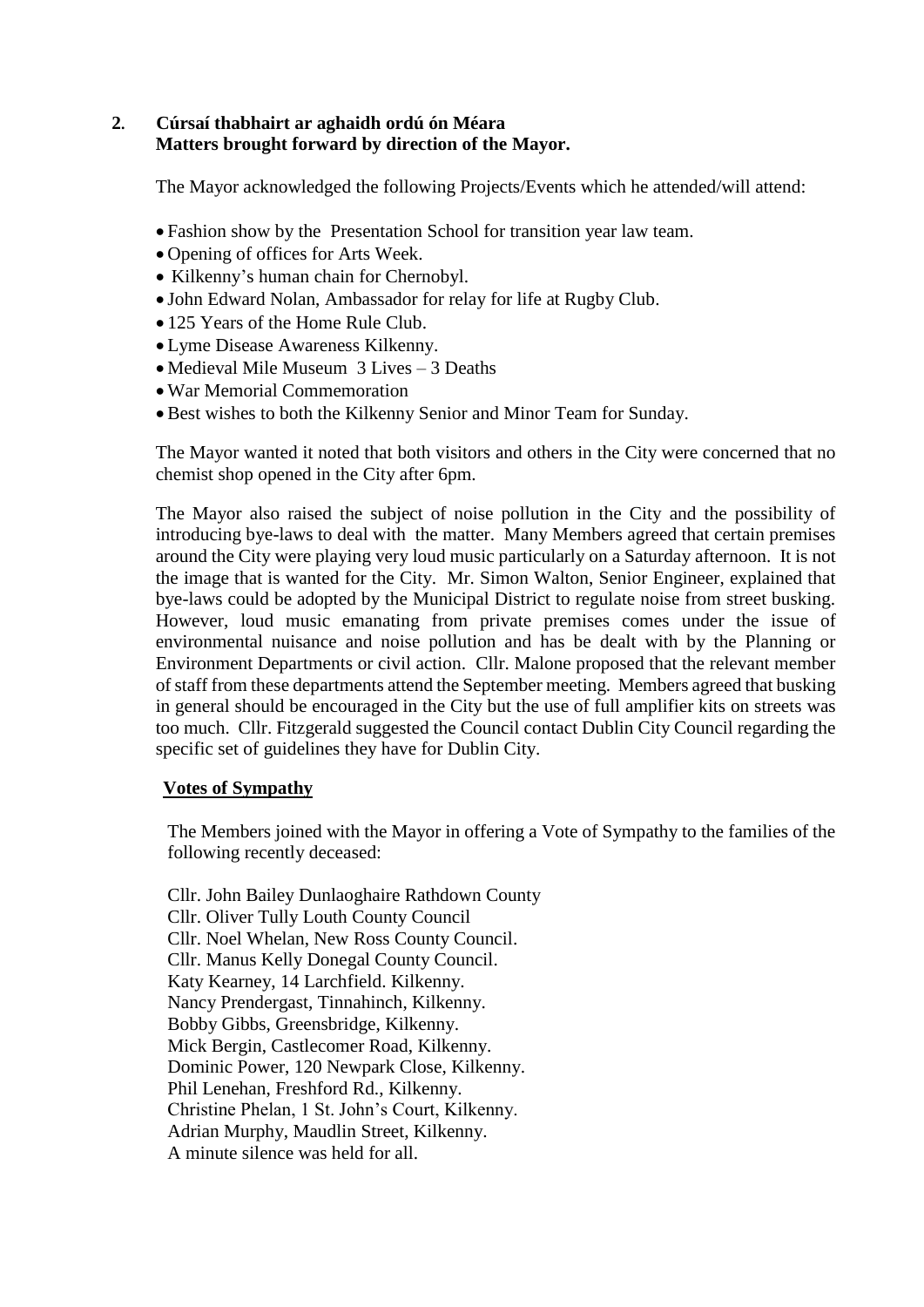## 2. Cúrsaí thabhairt ar aghaidh ordú ón Méara
**Matters brought forward by direction of the Mayor.**

The Mayor acknowledged the following Projects/Events which he attended/will attend:

- Fashion show by the Presentation School for transition year law team.
- Opening of offices for Arts Week.
- Kilkenny's human chain for Chernobyl.
- John Edward Nolan, Ambassador for relay for life at Rugby Club.
- 125 Years of the Home Rule Club.
- Lyme Disease Awareness Kilkenny.
- Medieval Mile Museum 3 Lives – 3 Deaths
- War Memorial Commemoration
- Best wishes to both the Kilkenny Senior and Minor Team for Sunday.

The Mayor wanted it noted that both visitors and others in the City were concerned that no chemist shop opened in the City after 6pm.

The Mayor also raised the subject of noise pollution in the City and the possibility of introducing bye-laws to deal with the matter. Many Members agreed that certain premises around the City were playing very loud music particularly on a Saturday afternoon. It is not the image that is wanted for the City. Mr. Simon Walton, Senior Engineer, explained that bye-laws could be adopted by the Municipal District to regulate noise from street busking. However, loud music emanating from private premises comes under the issue of environmental nuisance and noise pollution and has be dealt with by the Planning or Environment Departments or civil action. Cllr. Malone proposed that the relevant member of staff from these departments attend the September meeting. Members agreed that busking in general should be encouraged in the City but the use of full amplifier kits on streets was too much. Cllr. Fitzgerald suggested the Council contact Dublin City Council regarding the specific set of guidelines they have for Dublin City.

**Votes of Sympathy**

The Members joined with the Mayor in offering a Vote of Sympathy to the families of the following recently deceased:

Cllr. John Bailey Dunlaoghaire Rathdown County
Cllr. Oliver Tully Louth County Council
Cllr. Noel Whelan, New Ross County Council.
Cllr. Manus Kelly Donegal County Council.
Katy Kearney, 14 Larchfield. Kilkenny.
Nancy Prendergast, Tinnahinch, Kilkenny.
Bobby Gibbs, Greensbridge, Kilkenny.
Mick Bergin, Castlecomer Road, Kilkenny.
Dominic Power, 120 Newpark Close, Kilkenny.
Phil Lenehan, Freshford Rd., Kilkenny.
Christine Phelan, 1 St. John's Court, Kilkenny.
Adrian Murphy, Maudlin Street, Kilkenny.
A minute silence was held for all.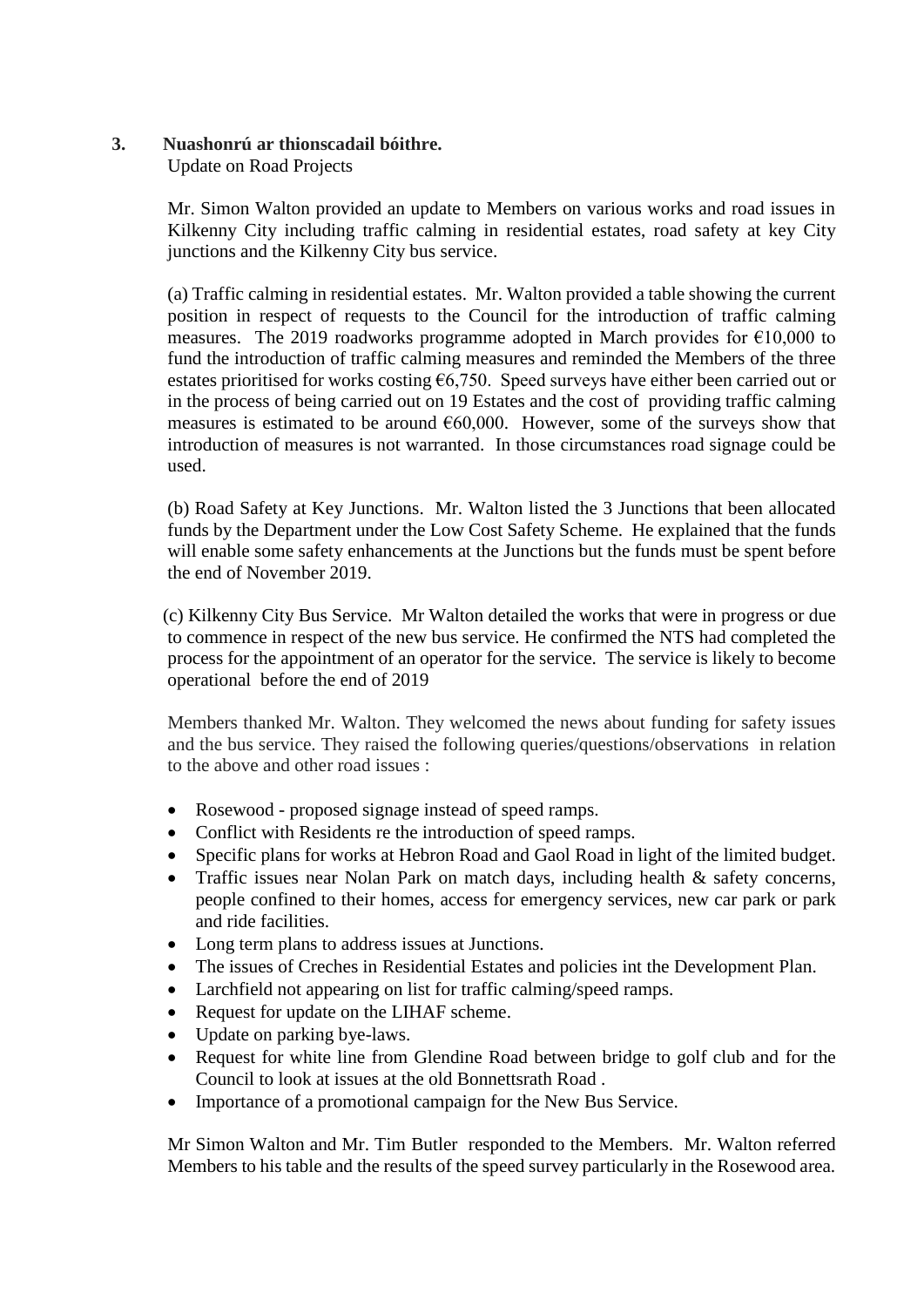**3. Nuashonrú ar thionscadail bóithre.**
Update on Road Projects

Mr. Simon Walton provided an update to Members on various works and road issues in Kilkenny City including traffic calming in residential estates, road safety at key City junctions and the Kilkenny City bus service.

(a) Traffic calming in residential estates. Mr. Walton provided a table showing the current position in respect of requests to the Council for the introduction of traffic calming measures. The 2019 roadworks programme adopted in March provides for €10,000 to fund the introduction of traffic calming measures and reminded the Members of the three estates prioritised for works costing €6,750. Speed surveys have either been carried out or in the process of being carried out on 19 Estates and the cost of providing traffic calming measures is estimated to be around €60,000. However, some of the surveys show that introduction of measures is not warranted. In those circumstances road signage could be used.

(b) Road Safety at Key Junctions. Mr. Walton listed the 3 Junctions that been allocated funds by the Department under the Low Cost Safety Scheme. He explained that the funds will enable some safety enhancements at the Junctions but the funds must be spent before the end of November 2019.

(c) Kilkenny City Bus Service. Mr Walton detailed the works that were in progress or due to commence in respect of the new bus service. He confirmed the NTS had completed the process for the appointment of an operator for the service. The service is likely to become operational before the end of 2019

Members thanked Mr. Walton. They welcomed the news about funding for safety issues and the bus service. They raised the following queries/questions/observations in relation to the above and other road issues :

- Rosewood - proposed signage instead of speed ramps.
- Conflict with Residents re the introduction of speed ramps.
- Specific plans for works at Hebron Road and Gaol Road in light of the limited budget.
- Traffic issues near Nolan Park on match days, including health & safety concerns, people confined to their homes, access for emergency services, new car park or park and ride facilities.
- Long term plans to address issues at Junctions.
- The issues of Creches in Residential Estates and policies int the Development Plan.
- Larchfield not appearing on list for traffic calming/speed ramps.
- Request for update on the LIHAF scheme.
- Update on parking bye-laws.
- Request for white line from Glendine Road between bridge to golf club and for the Council to look at issues at the old Bonnettsrath Road .
- Importance of a promotional campaign for the New Bus Service.

Mr Simon Walton and Mr. Tim Butler responded to the Members. Mr. Walton referred Members to his table and the results of the speed survey particularly in the Rosewood area.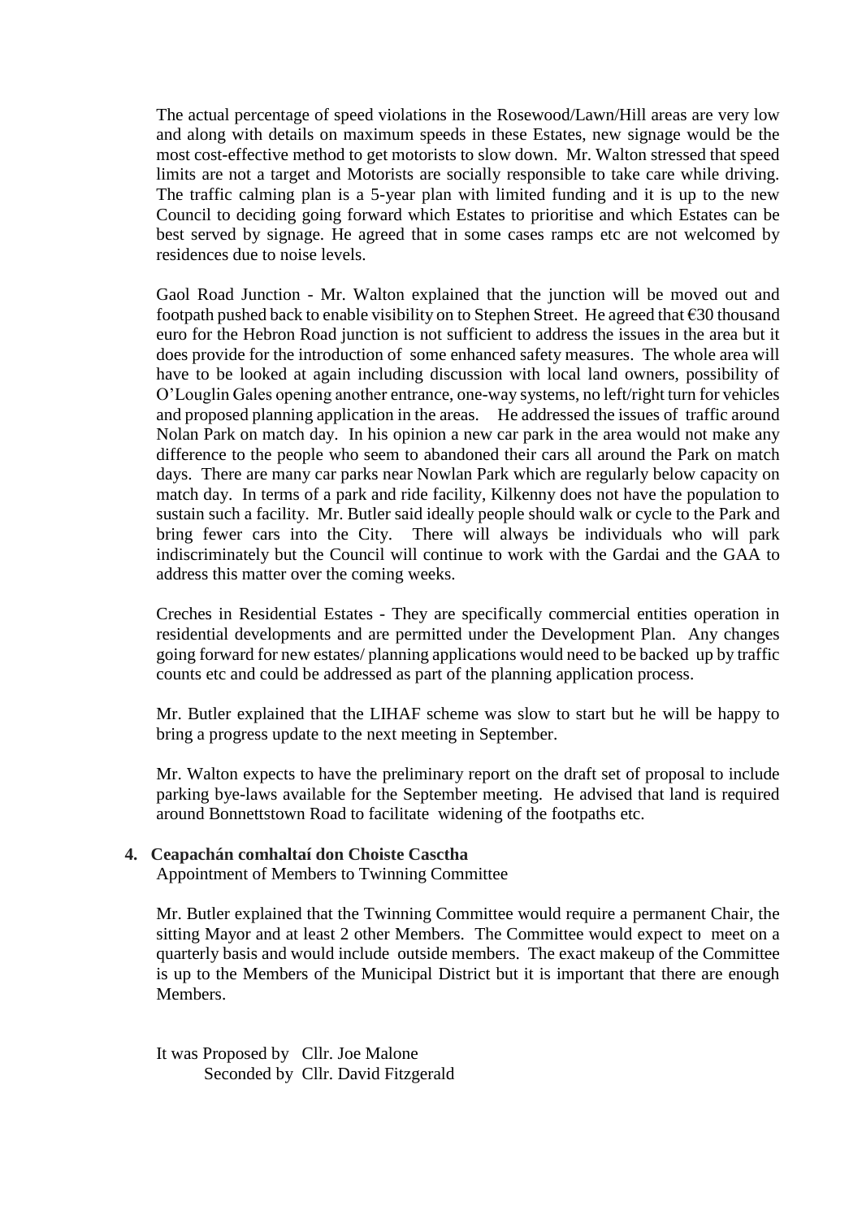The actual percentage of speed violations in the Rosewood/Lawn/Hill areas are very low and along with details on maximum speeds in these Estates, new signage would be the most cost-effective method to get motorists to slow down. Mr. Walton stressed that speed limits are not a target and Motorists are socially responsible to take care while driving. The traffic calming plan is a 5-year plan with limited funding and it is up to the new Council to deciding going forward which Estates to prioritise and which Estates can be best served by signage. He agreed that in some cases ramps etc are not welcomed by residences due to noise levels.

Gaol Road Junction - Mr. Walton explained that the junction will be moved out and footpath pushed back to enable visibility on to Stephen Street. He agreed that €30 thousand euro for the Hebron Road junction is not sufficient to address the issues in the area but it does provide for the introduction of some enhanced safety measures. The whole area will have to be looked at again including discussion with local land owners, possibility of O'Louglin Gales opening another entrance, one-way systems, no left/right turn for vehicles and proposed planning application in the areas. He addressed the issues of traffic around Nolan Park on match day. In his opinion a new car park in the area would not make any difference to the people who seem to abandoned their cars all around the Park on match days. There are many car parks near Nowlan Park which are regularly below capacity on match day. In terms of a park and ride facility, Kilkenny does not have the population to sustain such a facility. Mr. Butler said ideally people should walk or cycle to the Park and bring fewer cars into the City. There will always be individuals who will park indiscriminately but the Council will continue to work with the Gardai and the GAA to address this matter over the coming weeks.

Creches in Residential Estates - They are specifically commercial entities operation in residential developments and are permitted under the Development Plan. Any changes going forward for new estates/ planning applications would need to be backed up by traffic counts etc and could be addressed as part of the planning application process.

Mr. Butler explained that the LIHAF scheme was slow to start but he will be happy to bring a progress update to the next meeting in September.

Mr. Walton expects to have the preliminary report on the draft set of proposal to include parking bye-laws available for the September meeting. He advised that land is required around Bonnettstown Road to facilitate widening of the footpaths etc.

**4. Ceapachán comhaltaí don Choiste Casctha**

Appointment of Members to Twinning Committee

Mr. Butler explained that the Twinning Committee would require a permanent Chair, the sitting Mayor and at least 2 other Members. The Committee would expect to meet on a quarterly basis and would include outside members. The exact makeup of the Committee is up to the Members of the Municipal District but it is important that there are enough Members.

It was Proposed by Cllr. Joe Malone
Seconded by Cllr. David Fitzgerald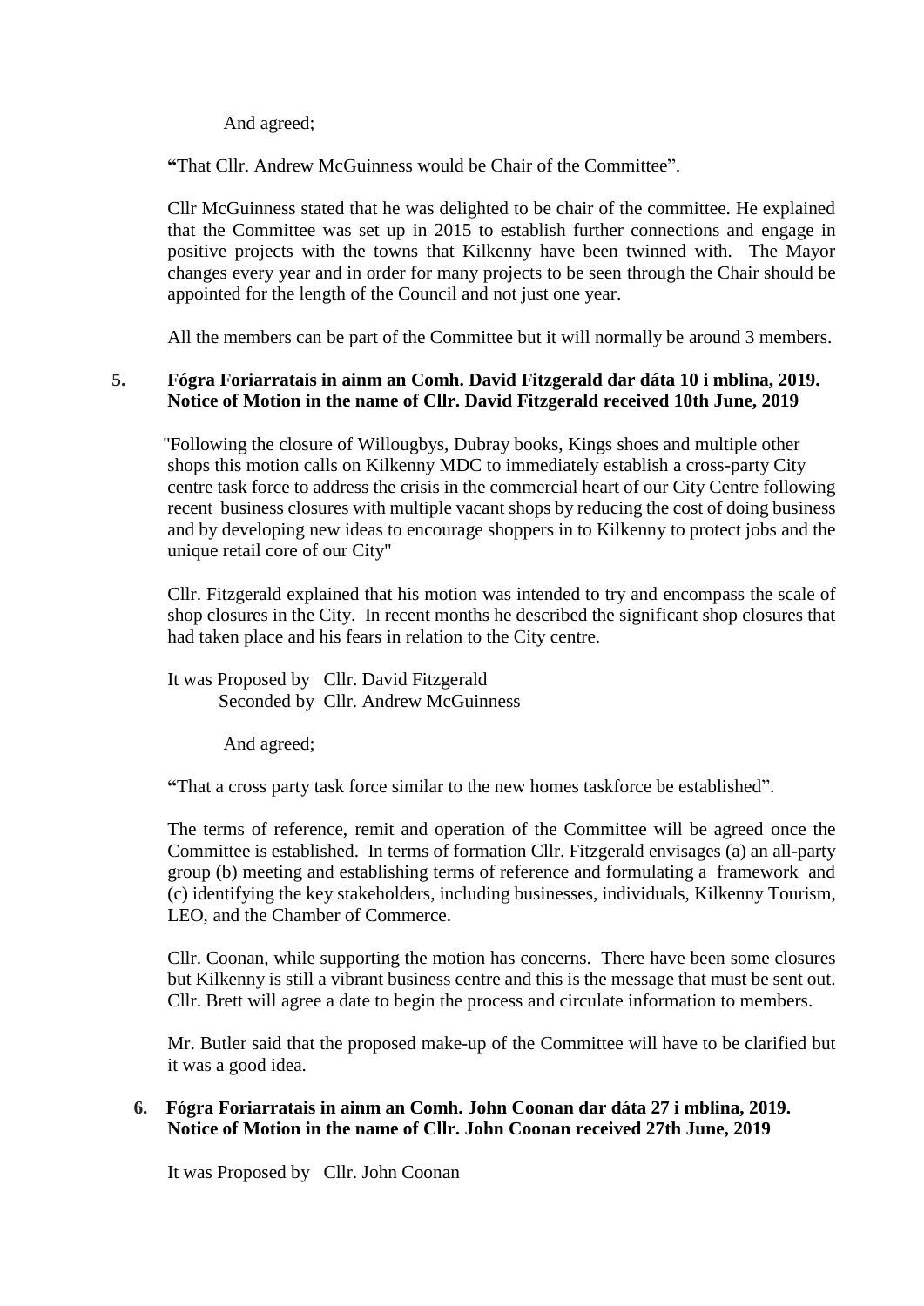And agreed;

**"**That Cllr. Andrew McGuinness would be Chair of the Committee".

Cllr McGuinness stated that he was delighted to be chair of the committee. He explained that the Committee was set up in 2015 to establish further connections and engage in positive projects with the towns that Kilkenny have been twinned with. The Mayor changes every year and in order for many projects to be seen through the Chair should be appointed for the length of the Council and not just one year.

All the members can be part of the Committee but it will normally be around 3 members.

**5. Fógra Foriarratais in ainm an Comh. David Fitzgerald dar dáta 10 i mblina, 2019. Notice of Motion in the name of Cllr. David Fitzgerald received 10th June, 2019**

"Following the closure of Willougbys, Dubray books, Kings shoes and multiple other shops this motion calls on Kilkenny MDC to immediately establish a cross-party City centre task force to address the crisis in the commercial heart of our City Centre following recent business closures with multiple vacant shops by reducing the cost of doing business and by developing new ideas to encourage shoppers in to Kilkenny to protect jobs and the unique retail core of our City"

Cllr. Fitzgerald explained that his motion was intended to try and encompass the scale of shop closures in the City. In recent months he described the significant shop closures that had taken place and his fears in relation to the City centre.

It was Proposed by Cllr. David Fitzgerald
Seconded by Cllr. Andrew McGuinness

And agreed;

**"**That a cross party task force similar to the new homes taskforce be established".

The terms of reference, remit and operation of the Committee will be agreed once the Committee is established. In terms of formation Cllr. Fitzgerald envisages (a) an all-party group (b) meeting and establishing terms of reference and formulating a framework and (c) identifying the key stakeholders, including businesses, individuals, Kilkenny Tourism, LEO, and the Chamber of Commerce.

Cllr. Coonan, while supporting the motion has concerns. There have been some closures but Kilkenny is still a vibrant business centre and this is the message that must be sent out. Cllr. Brett will agree a date to begin the process and circulate information to members.

Mr. Butler said that the proposed make-up of the Committee will have to be clarified but it was a good idea.

**6. Fógra Foriarratais in ainm an Comh. John Coonan dar dáta 27 i mblina, 2019. Notice of Motion in the name of Cllr. John Coonan received 27th June, 2019**

It was Proposed by Cllr. John Coonan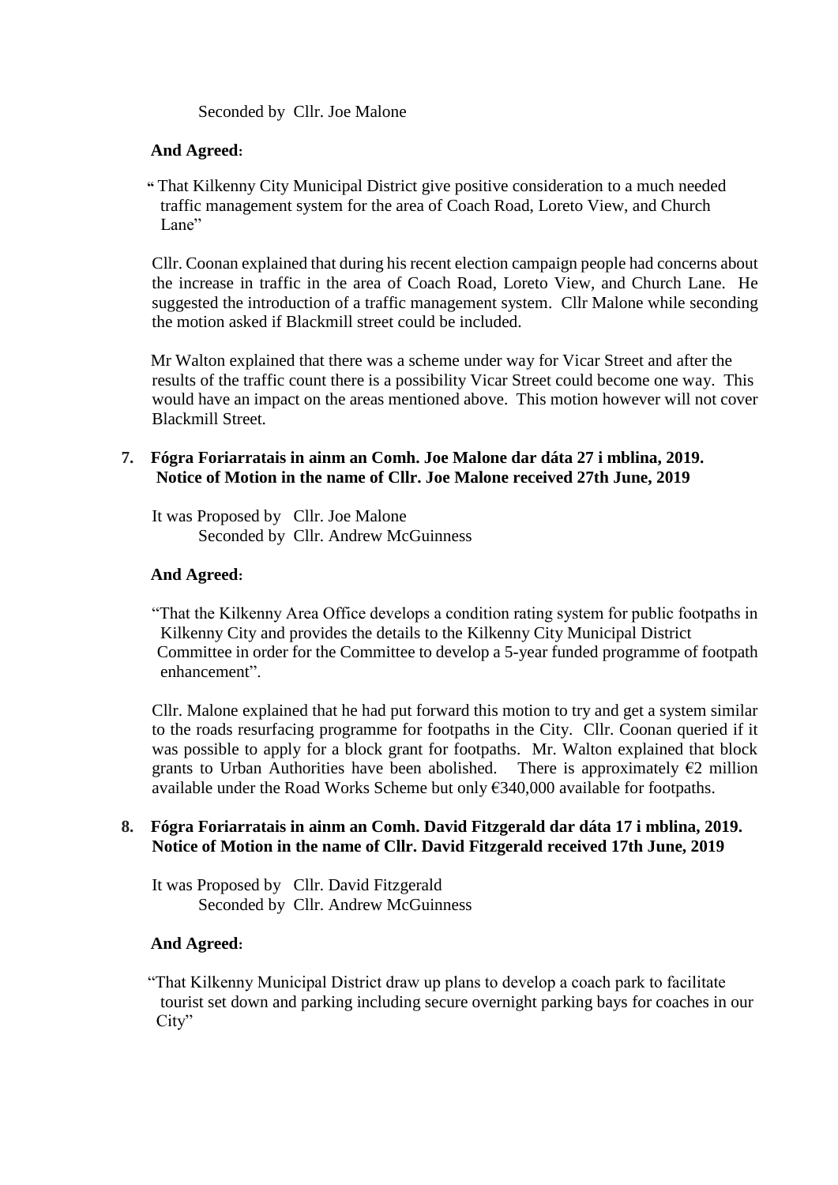Seconded by Cllr. Joe Malone

**And Agreed:**

" That Kilkenny City Municipal District give positive consideration to a much needed traffic management system for the area of Coach Road, Loreto View, and Church Lane"

Cllr. Coonan explained that during his recent election campaign people had concerns about the increase in traffic in the area of Coach Road, Loreto View, and Church Lane. He suggested the introduction of a traffic management system. Cllr Malone while seconding the motion asked if Blackmill street could be included.

Mr Walton explained that there was a scheme under way for Vicar Street and after the results of the traffic count there is a possibility Vicar Street could become one way. This would have an impact on the areas mentioned above. This motion however will not cover Blackmill Street.

**7. Fógra Foriarratais in ainm an Comh. Joe Malone dar dáta 27 i mblina, 2019. Notice of Motion in the name of Cllr. Joe Malone received 27th June, 2019**

It was Proposed by Cllr. Joe Malone
Seconded by Cllr. Andrew McGuinness

**And Agreed:**

"That the Kilkenny Area Office develops a condition rating system for public footpaths in Kilkenny City and provides the details to the Kilkenny City Municipal District Committee in order for the Committee to develop a 5-year funded programme of footpath enhancement".

Cllr. Malone explained that he had put forward this motion to try and get a system similar to the roads resurfacing programme for footpaths in the City. Cllr. Coonan queried if it was possible to apply for a block grant for footpaths. Mr. Walton explained that block grants to Urban Authorities have been abolished. There is approximately €2 million available under the Road Works Scheme but only €340,000 available for footpaths.

**8. Fógra Foriarratais in ainm an Comh. David Fitzgerald dar dáta 17 i mblina, 2019. Notice of Motion in the name of Cllr. David Fitzgerald received 17th June, 2019**

It was Proposed by Cllr. David Fitzgerald
Seconded by Cllr. Andrew McGuinness

**And Agreed:**

"That Kilkenny Municipal District draw up plans to develop a coach park to facilitate tourist set down and parking including secure overnight parking bays for coaches in our City"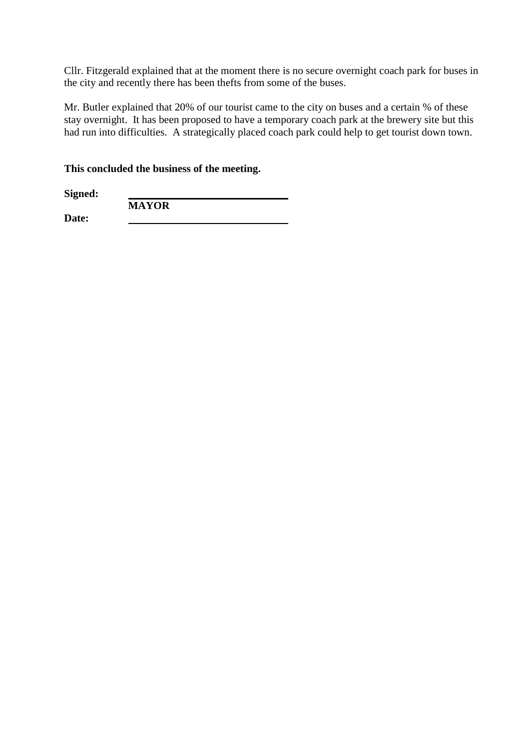Cllr. Fitzgerald explained that at the moment there is no secure overnight coach park for buses in the city and recently there has been thefts from some of the buses.

Mr. Butler explained that 20% of our tourist came to the city on buses and a certain % of these stay overnight. It has been proposed to have a temporary coach park at the brewery site but this had run into difficulties. A strategically placed coach park could help to get tourist down town.

**This concluded the business of the meeting.**

**Signed:** ______________________________

**MAYOR**

**Date:** ______________________________